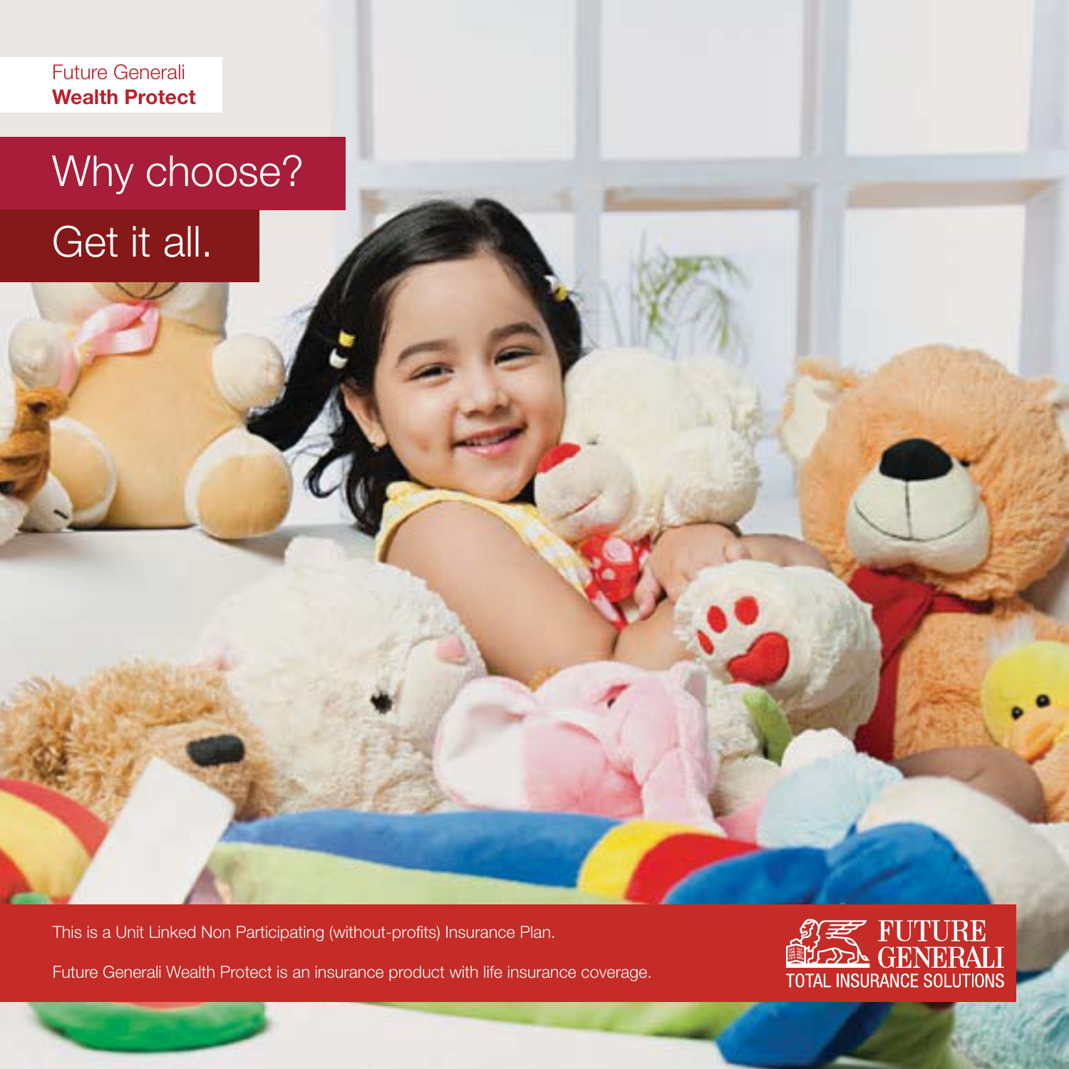Future Generali
**Wealth Protect**

# Why choose?

# Get it all.

This is a Unit Linked Non Participating (without-profits) Insurance Plan.

Future Generali Wealth Protect is an insurance product with life insurance coverage.

FUTURE GENERALI
TOTAL INSURANCE SOLUTIONS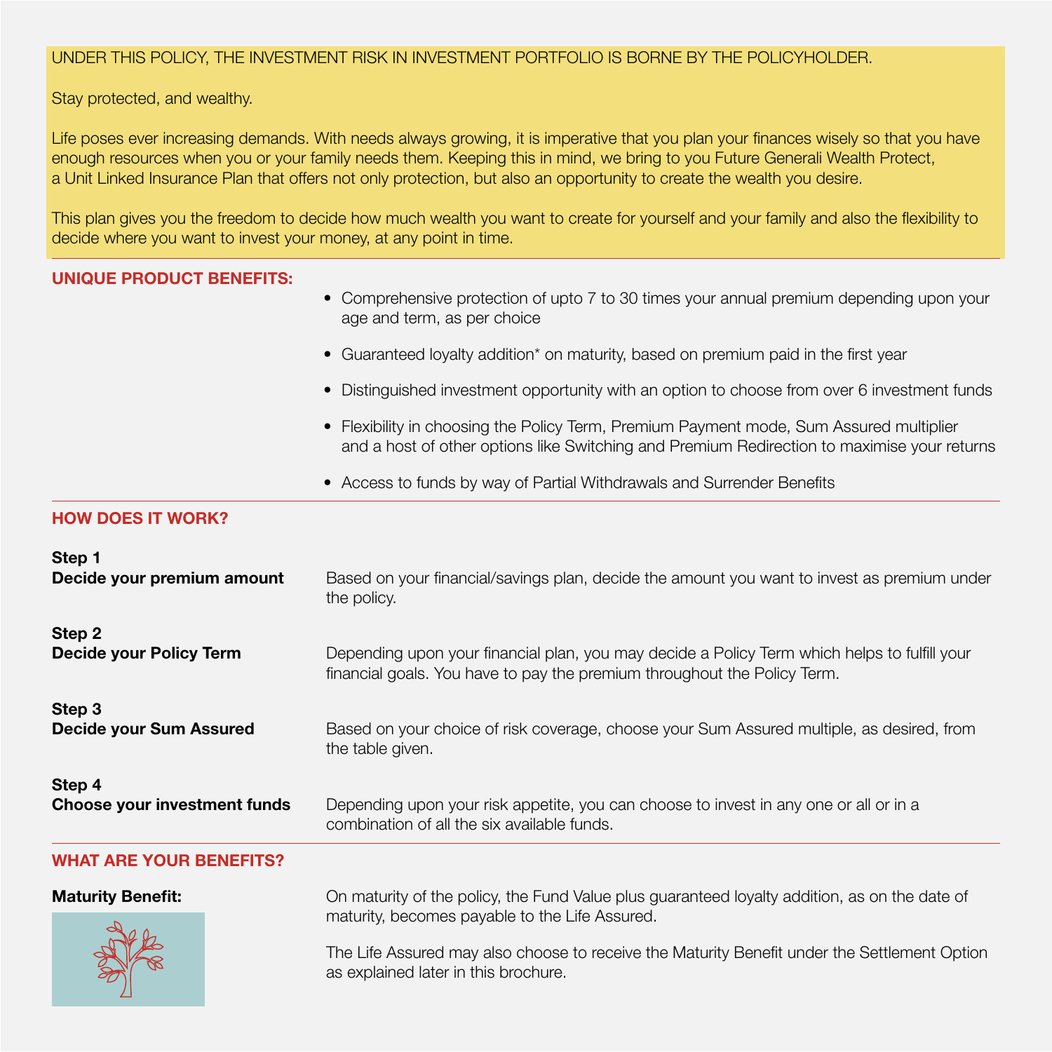UNDER THIS POLICY, THE INVESTMENT RISK IN INVESTMENT PORTFOLIO IS BORNE BY THE POLICYHOLDER.

Stay protected, and wealthy.

Life poses ever increasing demands. With needs always growing, it is imperative that you plan your finances wisely so that you have enough resources when you or your family needs them. Keeping this in mind, we bring to you Future Generali Wealth Protect, a Unit Linked Insurance Plan that offers not only protection, but also an opportunity to create the wealth you desire.

This plan gives you the freedom to decide how much wealth you want to create for yourself and your family and also the flexibility to decide where you want to invest your money, at any point in time.

## UNIQUE PRODUCT BENEFITS:

- Comprehensive protection of upto 7 to 30 times your annual premium depending upon your age and term, as per choice
- Guaranteed loyalty addition* on maturity, based on premium paid in the first year
- Distinguished investment opportunity with an option to choose from over 6 investment funds
- Flexibility in choosing the Policy Term, Premium Payment mode, Sum Assured multiplier and a host of other options like Switching and Premium Redirection to maximise your returns
- Access to funds by way of Partial Withdrawals and Surrender Benefits

## HOW DOES IT WORK?

**Step 1**
**Decide your premium amount**

Based on your financial/savings plan, decide the amount you want to invest as premium under the policy.

**Step 2**
**Decide your Policy Term**

Depending upon your financial plan, you may decide a Policy Term which helps to fulfill your financial goals. You have to pay the premium throughout the Policy Term.

**Step 3**
**Decide your Sum Assured**

Based on your choice of risk coverage, choose your Sum Assured multiple, as desired, from the table given.

**Step 4**
**Choose your investment funds**

Depending upon your risk appetite, you can choose to invest in any one or all or in a combination of all the six available funds.

## WHAT ARE YOUR BENEFITS?

**Maturity Benefit:**

On maturity of the policy, the Fund Value plus guaranteed loyalty addition, as on the date of maturity, becomes payable to the Life Assured.

The Life Assured may also choose to receive the Maturity Benefit under the Settlement Option as explained later in this brochure.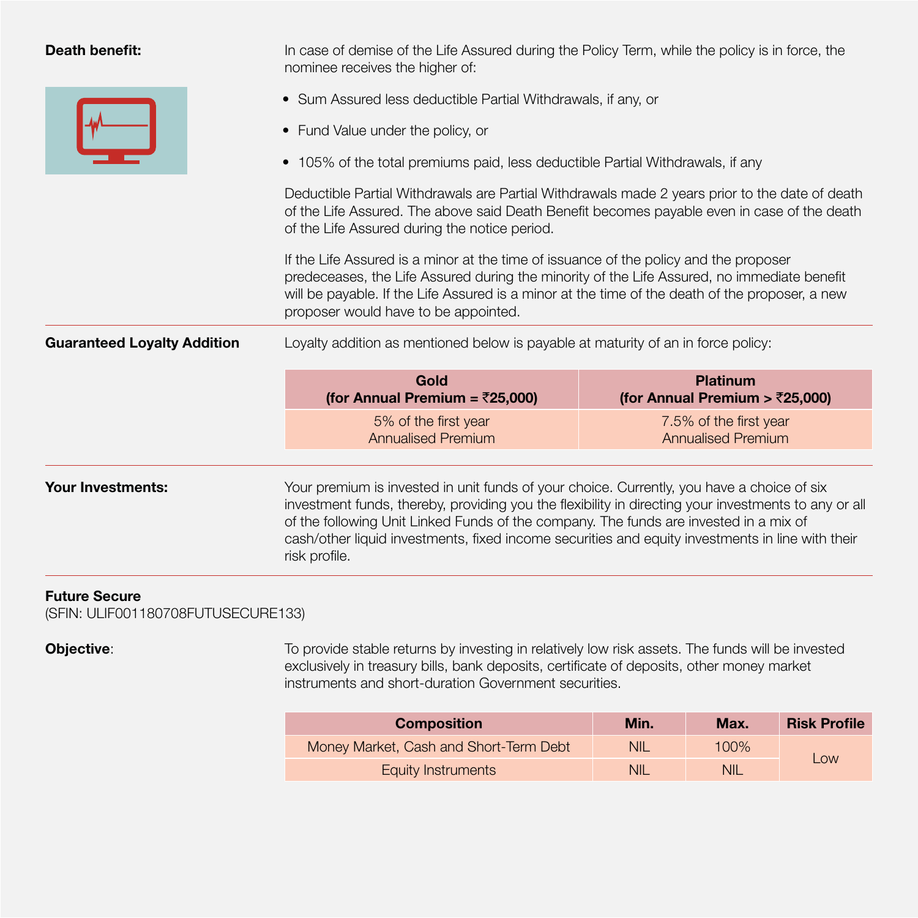**Death benefit:**

In case of demise of the Life Assured during the Policy Term, while the policy is in force, the nominee receives the higher of:

- Sum Assured less deductible Partial Withdrawals, if any, or
- Fund Value under the policy, or
- 105% of the total premiums paid, less deductible Partial Withdrawals, if any

Deductible Partial Withdrawals are Partial Withdrawals made 2 years prior to the date of death of the Life Assured. The above said Death Benefit becomes payable even in case of the death of the Life Assured during the notice period.

If the Life Assured is a minor at the time of issuance of the policy and the proposer predeceases, the Life Assured during the minority of the Life Assured, no immediate benefit will be payable. If the Life Assured is a minor at the time of the death of the proposer, a new proposer would have to be appointed.

**Guaranteed Loyalty Addition**

Loyalty addition as mentioned below is payable at maturity of an in force policy:

| Gold (for Annual Premium = ₹25,000) | Platinum (for Annual Premium > ₹25,000) |
| --- | --- |
| 5% of the first year Annualised Premium | 7.5% of the first year Annualised Premium |

**Your Investments:**

Your premium is invested in unit funds of your choice. Currently, you have a choice of six investment funds, thereby, providing you the flexibility in directing your investments to any or all of the following Unit Linked Funds of the company. The funds are invested in a mix of cash/other liquid investments, fixed income securities and equity investments in line with their risk profile.

**Future Secure**
(SFIN: ULIF001180708FUTUSECURE133)

**Objective**:

To provide stable returns by investing in relatively low risk assets. The funds will be invested exclusively in treasury bills, bank deposits, certificate of deposits, other money market instruments and short-duration Government securities.

| Composition | Min. | Max. | Risk Profile |
| --- | --- | --- | --- |
| Money Market, Cash and Short-Term Debt | NIL | 100% | Low |
| Equity Instruments | NIL | NIL | |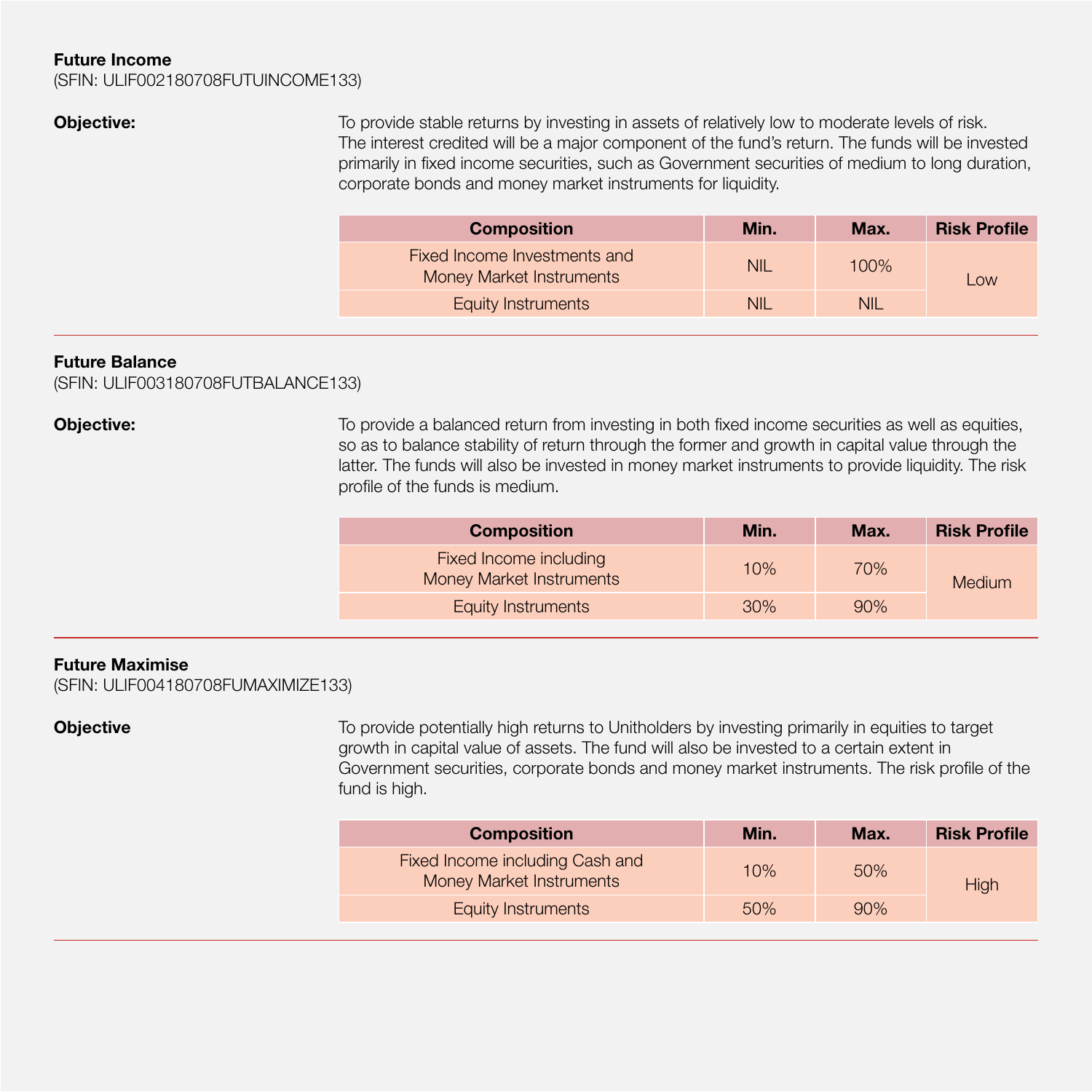**Future Income**
(SFIN: ULIF002180708FUTUINCOME133)

**Objective:**

To provide stable returns by investing in assets of relatively low to moderate levels of risk. The interest credited will be a major component of the fund's return. The funds will be invested primarily in fixed income securities, such as Government securities of medium to long duration, corporate bonds and money market instruments for liquidity.

| Composition | Min. | Max. | Risk Profile |
|---|---|---|---|
| Fixed Income Investments and Money Market Instruments | NIL | 100% | Low |
| Equity Instruments | NIL | NIL | |

---

**Future Balance**
(SFIN: ULIF003180708FUTBALANCE133)

**Objective:**

To provide a balanced return from investing in both fixed income securities as well as equities, so as to balance stability of return through the former and growth in capital value through the latter. The funds will also be invested in money market instruments to provide liquidity. The risk profile of the funds is medium.

| Composition | Min. | Max. | Risk Profile |
|---|---|---|---|
| Fixed Income including Money Market Instruments | 10% | 70% | Medium |
| Equity Instruments | 30% | 90% | |

---

**Future Maximise**
(SFIN: ULIF004180708FUMAXIMIZE133)

**Objective**

To provide potentially high returns to Unitholders by investing primarily in equities to target growth in capital value of assets. The fund will also be invested to a certain extent in Government securities, corporate bonds and money market instruments. The risk profile of the fund is high.

| Composition | Min. | Max. | Risk Profile |
|---|---|---|---|
| Fixed Income including Cash and Money Market Instruments | 10% | 50% | High |
| Equity Instruments | 50% | 90% | |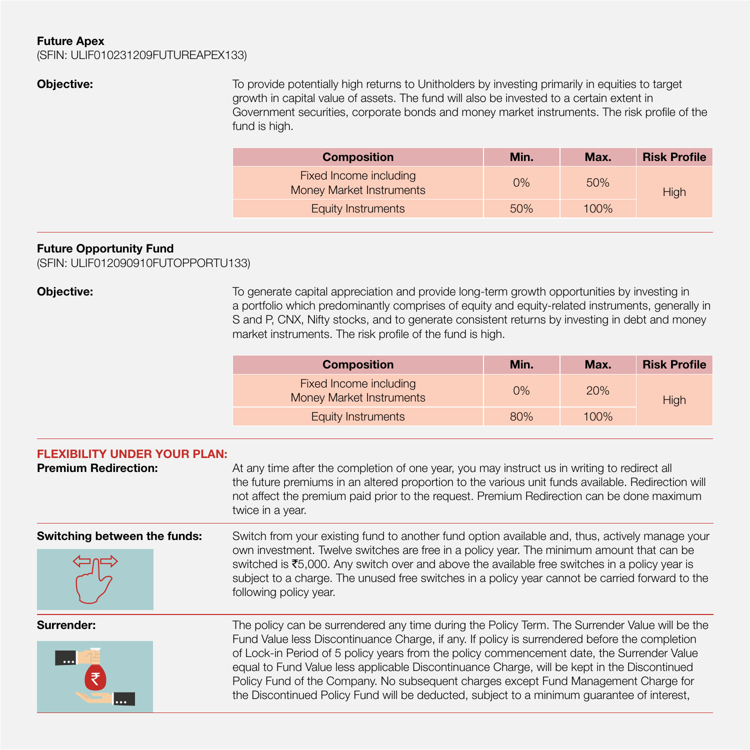**Future Apex**
(SFIN: ULIF010231209FUTUREAPEX133)

**Objective:**

To provide potentially high returns to Unitholders by investing primarily in equities to target growth in capital value of assets. The fund will also be invested to a certain extent in Government securities, corporate bonds and money market instruments. The risk profile of the fund is high.

| Composition | Min. | Max. | Risk Profile |
|---|---|---|---|
| Fixed Income including Money Market Instruments | 0% | 50% | High |
| Equity Instruments | 50% | 100% | |

**Future Opportunity Fund**
(SFIN: ULIF012090910FUTOPPORTU133)

**Objective:**

To generate capital appreciation and provide long-term growth opportunities by investing in a portfolio which predominantly comprises of equity and equity-related instruments, generally in S and P, CNX, Nifty stocks, and to generate consistent returns by investing in debt and money market instruments. The risk profile of the fund is high.

| Composition | Min. | Max. | Risk Profile |
|---|---|---|---|
| Fixed Income including Money Market Instruments | 0% | 20% | High |
| Equity Instruments | 80% | 100% | |

## FLEXIBILITY UNDER YOUR PLAN:

**Premium Redirection:**

At any time after the completion of one year, you may instruct us in writing to redirect all the future premiums in an altered proportion to the various unit funds available. Redirection will not affect the premium paid prior to the request. Premium Redirection can be done maximum twice in a year.

**Switching between the funds:**

Switch from your existing fund to another fund option available and, thus, actively manage your own investment. Twelve switches are free in a policy year. The minimum amount that can be switched is ₹5,000. Any switch over and above the available free switches in a policy year is subject to a charge. The unused free switches in a policy year cannot be carried forward to the following policy year.

**Surrender:**

The policy can be surrendered any time during the Policy Term. The Surrender Value will be the Fund Value less Discontinuance Charge, if any. If policy is surrendered before the completion of Lock-in Period of 5 policy years from the policy commencement date, the Surrender Value equal to Fund Value less applicable Discontinuance Charge, will be kept in the Discontinued Policy Fund of the Company. No subsequent charges except Fund Management Charge for the Discontinued Policy Fund will be deducted, subject to a minimum guarantee of interest,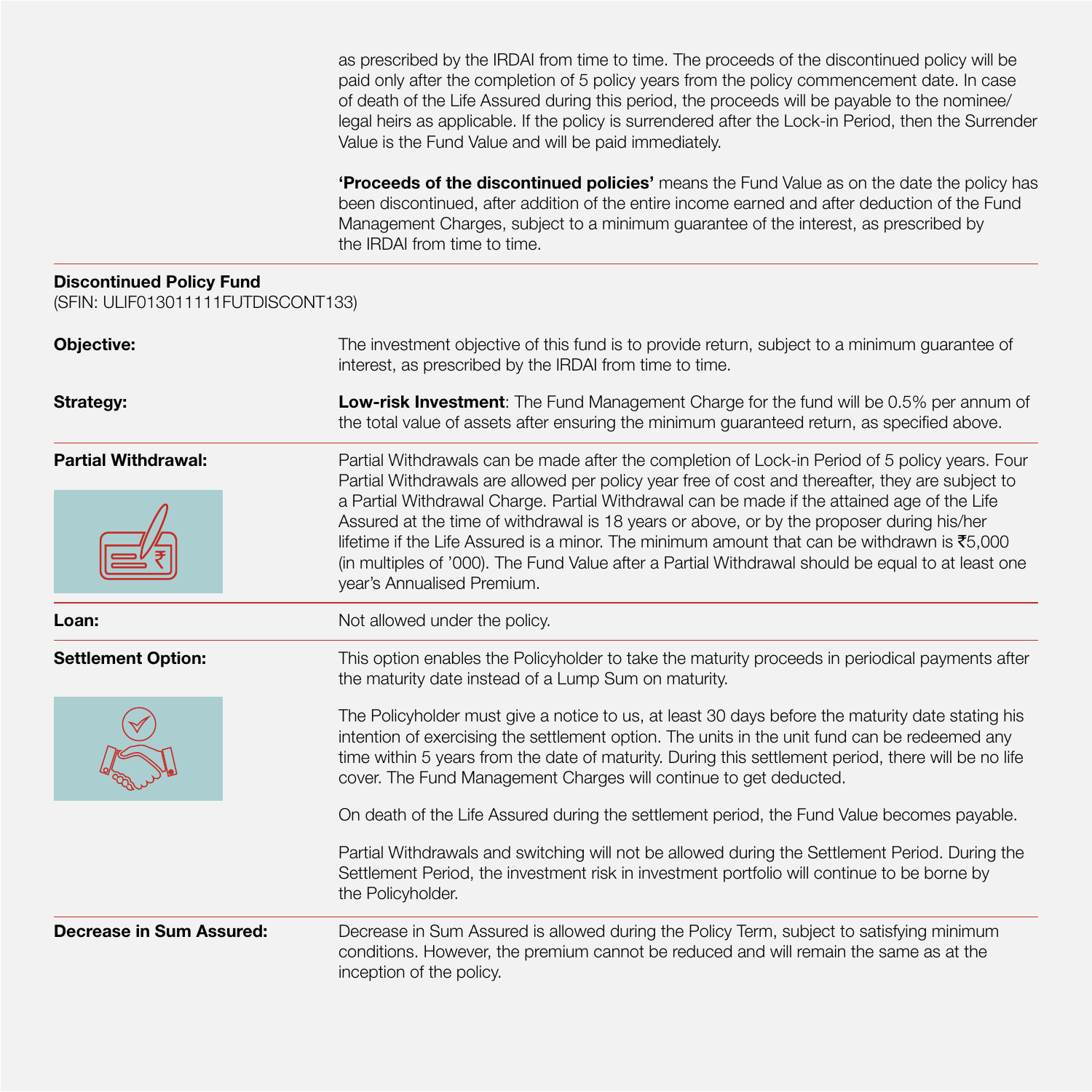as prescribed by the IRDAI from time to time. The proceeds of the discontinued policy will be paid only after the completion of 5 policy years from the policy commencement date. In case of death of the Life Assured during this period, the proceeds will be payable to the nominee/ legal heirs as applicable. If the policy is surrendered after the Lock-in Period, then the Surrender Value is the Fund Value and will be paid immediately.

**'Proceeds of the discontinued policies'** means the Fund Value as on the date the policy has been discontinued, after addition of the entire income earned and after deduction of the Fund Management Charges, subject to a minimum guarantee of the interest, as prescribed by the IRDAI from time to time.

**Discontinued Policy Fund**
(SFIN: ULIF013011111FUTDISCONT133)

**Objective:** The investment objective of this fund is to provide return, subject to a minimum guarantee of interest, as prescribed by the IRDAI from time to time.

**Strategy:** **Low-risk Investment**: The Fund Management Charge for the fund will be 0.5% per annum of the total value of assets after ensuring the minimum guaranteed return, as specified above.

**Partial Withdrawal:**

Partial Withdrawals can be made after the completion of Lock-in Period of 5 policy years. Four Partial Withdrawals are allowed per policy year free of cost and thereafter, they are subject to a Partial Withdrawal Charge. Partial Withdrawal can be made if the attained age of the Life Assured at the time of withdrawal is 18 years or above, or by the proposer during his/her lifetime if the Life Assured is a minor. The minimum amount that can be withdrawn is ₹5,000 (in multiples of '000). The Fund Value after a Partial Withdrawal should be equal to at least one year's Annualised Premium.

**Loan:** Not allowed under the policy.

**Settlement Option:**

This option enables the Policyholder to take the maturity proceeds in periodical payments after the maturity date instead of a Lump Sum on maturity.

The Policyholder must give a notice to us, at least 30 days before the maturity date stating his intention of exercising the settlement option. The units in the unit fund can be redeemed any time within 5 years from the date of maturity. During this settlement period, there will be no life cover. The Fund Management Charges will continue to get deducted.

On death of the Life Assured during the settlement period, the Fund Value becomes payable.

Partial Withdrawals and switching will not be allowed during the Settlement Period. During the Settlement Period, the investment risk in investment portfolio will continue to be borne by the Policyholder.

**Decrease in Sum Assured:** Decrease in Sum Assured is allowed during the Policy Term, subject to satisfying minimum conditions. However, the premium cannot be reduced and will remain the same as at the inception of the policy.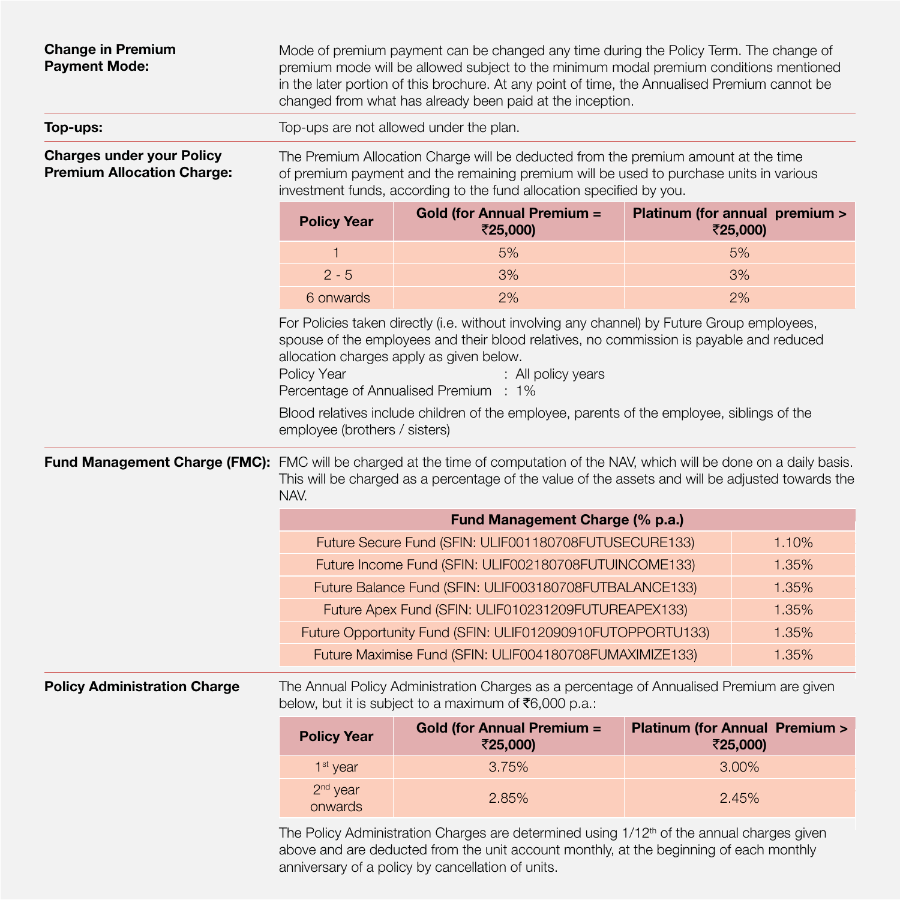**Change in Premium Payment Mode:**

Mode of premium payment can be changed any time during the Policy Term. The change of premium mode will be allowed subject to the minimum modal premium conditions mentioned in the later portion of this brochure. At any point of time, the Annualised Premium cannot be changed from what has already been paid at the inception.

**Top-ups:**

Top-ups are not allowed under the plan.

**Charges under your Policy Premium Allocation Charge:**

The Premium Allocation Charge will be deducted from the premium amount at the time of premium payment and the remaining premium will be used to purchase units in various investment funds, according to the fund allocation specified by you.

| Policy Year | Gold (for Annual Premium = ₹25,000) | Platinum (for annual premium > ₹25,000) |
|---|---|---|
| 1 | 5% | 5% |
| 2 - 5 | 3% | 3% |
| 6 onwards | 2% | 2% |

For Policies taken directly (i.e. without involving any channel) by Future Group employees, spouse of the employees and their blood relatives, no commission is payable and reduced allocation charges apply as given below.

Policy Year : All policy years
Percentage of Annualised Premium : 1%

Blood relatives include children of the employee, parents of the employee, siblings of the employee (brothers / sisters)

**Fund Management Charge (FMC):**

FMC will be charged at the time of computation of the NAV, which will be done on a daily basis. This will be charged as a percentage of the value of the assets and will be adjusted towards the NAV.

| Fund Management Charge (% p.a.) | |
|---|---|
| Future Secure Fund (SFIN: ULIF001180708FUTUSECURE133) | 1.10% |
| Future Income Fund (SFIN: ULIF002180708FUTUINCOME133) | 1.35% |
| Future Balance Fund (SFIN: ULIF003180708FUTBALANCE133) | 1.35% |
| Future Apex Fund (SFIN: ULIF010231209FUTUREAPEX133) | 1.35% |
| Future Opportunity Fund (SFIN: ULIF012090910FUTOPPORTU133) | 1.35% |
| Future Maximise Fund (SFIN: ULIF004180708FUMAXIMIZE133) | 1.35% |

**Policy Administration Charge**

The Annual Policy Administration Charges as a percentage of Annualised Premium are given below, but it is subject to a maximum of ₹6,000 p.a.:

| Policy Year | Gold (for Annual Premium = ₹25,000) | Platinum (for Annual Premium > ₹25,000) |
|---|---|---|
| 1st year | 3.75% | 3.00% |
| 2nd year onwards | 2.85% | 2.45% |

The Policy Administration Charges are determined using 1/12th of the annual charges given above and are deducted from the unit account monthly, at the beginning of each monthly anniversary of a policy by cancellation of units.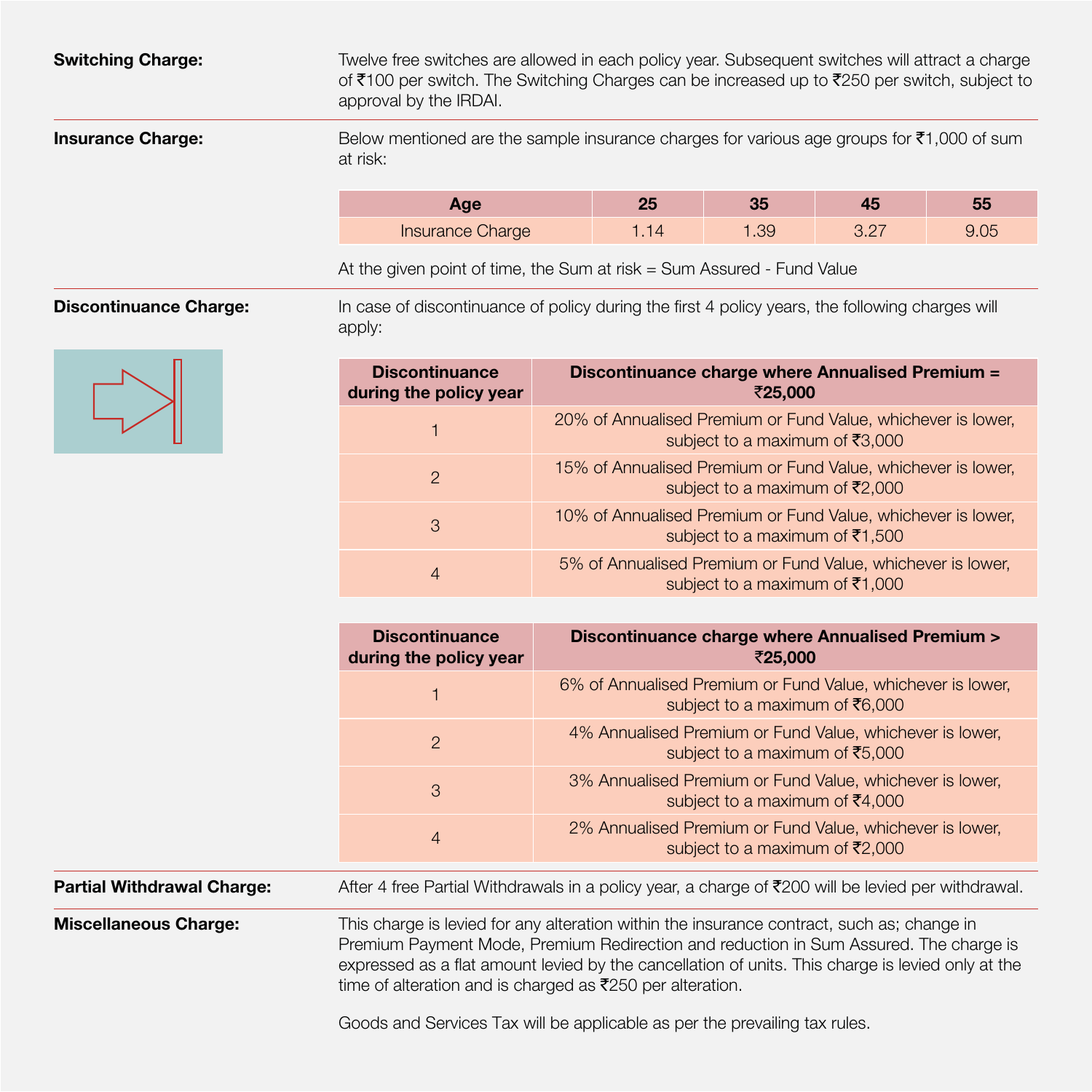**Switching Charge:**

Twelve free switches are allowed in each policy year. Subsequent switches will attract a charge of ₹100 per switch. The Switching Charges can be increased up to ₹250 per switch, subject to approval by the IRDAI.

**Insurance Charge:**

Below mentioned are the sample insurance charges for various age groups for ₹1,000 of sum at risk:

| Age | 25 | 35 | 45 | 55 |
|---|---|---|---|---|
| Insurance Charge | 1.14 | 1.39 | 3.27 | 9.05 |

At the given point of time, the Sum at risk = Sum Assured - Fund Value

**Discontinuance Charge:**

In case of discontinuance of policy during the first 4 policy years, the following charges will apply:

| Discontinuance during the policy year | Discontinuance charge where Annualised Premium = ₹25,000 |
|---|---|
| 1 | 20% of Annualised Premium or Fund Value, whichever is lower, subject to a maximum of ₹3,000 |
| 2 | 15% of Annualised Premium or Fund Value, whichever is lower, subject to a maximum of ₹2,000 |
| 3 | 10% of Annualised Premium or Fund Value, whichever is lower, subject to a maximum of ₹1,500 |
| 4 | 5% of Annualised Premium or Fund Value, whichever is lower, subject to a maximum of ₹1,000 |

| Discontinuance during the policy year | Discontinuance charge where Annualised Premium > ₹25,000 |
|---|---|
| 1 | 6% of Annualised Premium or Fund Value, whichever is lower, subject to a maximum of ₹6,000 |
| 2 | 4% Annualised Premium or Fund Value, whichever is lower, subject to a maximum of ₹5,000 |
| 3 | 3% Annualised Premium or Fund Value, whichever is lower, subject to a maximum of ₹4,000 |
| 4 | 2% Annualised Premium or Fund Value, whichever is lower, subject to a maximum of ₹2,000 |

**Partial Withdrawal Charge:**

After 4 free Partial Withdrawals in a policy year, a charge of ₹200 will be levied per withdrawal.

**Miscellaneous Charge:**

This charge is levied for any alteration within the insurance contract, such as; change in Premium Payment Mode, Premium Redirection and reduction in Sum Assured. The charge is expressed as a flat amount levied by the cancellation of units. This charge is levied only at the time of alteration and is charged as ₹250 per alteration.

Goods and Services Tax will be applicable as per the prevailing tax rules.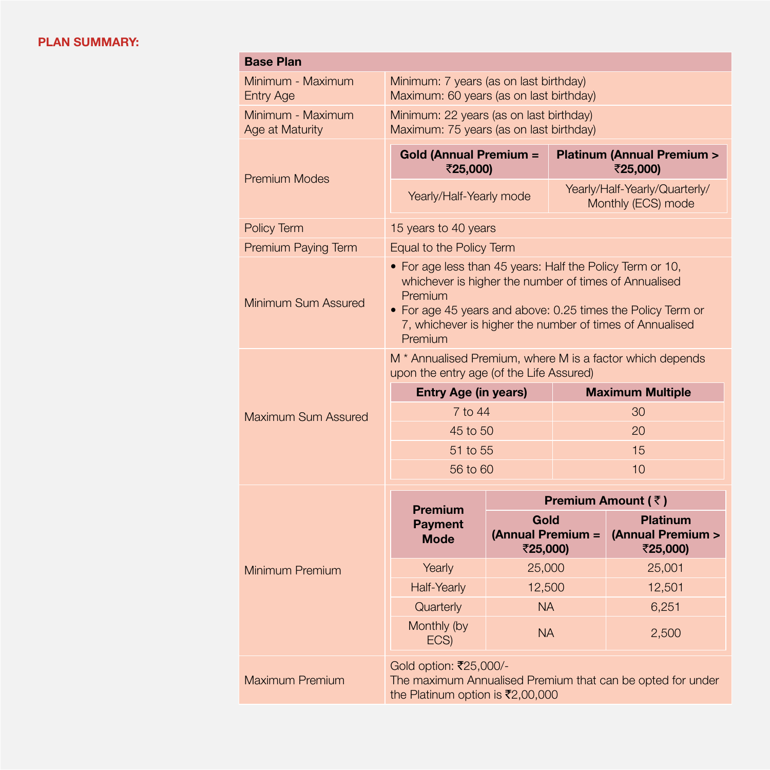**PLAN SUMMARY:**

| Base Plan | |
|---|---|
| Minimum - Maximum Entry Age | Minimum: 7 years (as on last birthday)<br>Maximum: 60 years (as on last birthday) |
| Minimum - Maximum Age at Maturity | Minimum: 22 years (as on last birthday)<br>Maximum: 75 years (as on last birthday) |
| Premium Modes | **Gold (Annual Premium = ₹25,000)**: Yearly/Half-Yearly mode<br>**Platinum (Annual Premium > ₹25,000)**: Yearly/Half-Yearly/Quarterly/ Monthly (ECS) mode |
| Policy Term | 15 years to 40 years |
| Premium Paying Term | Equal to the Policy Term |
| Minimum Sum Assured | • For age less than 45 years: Half the Policy Term or 10, whichever is higher the number of times of Annualised Premium<br>• For age 45 years and above: 0.25 times the Policy Term or 7, whichever is higher the number of times of Annualised Premium |
| Maximum Sum Assured | M * Annualised Premium, where M is a factor which depends upon the entry age (of the Life Assured) (see table below) |
| Minimum Premium | See table below |
| Maximum Premium | Gold option: ₹25,000/-<br>The maximum Annualised Premium that can be opted for under the Platinum option is ₹2,00,000 |

**Maximum Sum Assured**

| Entry Age (in years) | Maximum Multiple |
|---|---|
| 7 to 44 | 30 |
| 45 to 50 | 20 |
| 51 to 55 | 15 |
| 56 to 60 | 10 |

**Minimum Premium**

| Premium Payment Mode | Premium Amount ( ₹ ) | |
|---|---|---|
| | Gold (Annual Premium = ₹25,000) | Platinum (Annual Premium > ₹25,000) |
| Yearly | 25,000 | 25,001 |
| Half-Yearly | 12,500 | 12,501 |
| Quarterly | NA | 6,251 |
| Monthly (by ECS) | NA | 2,500 |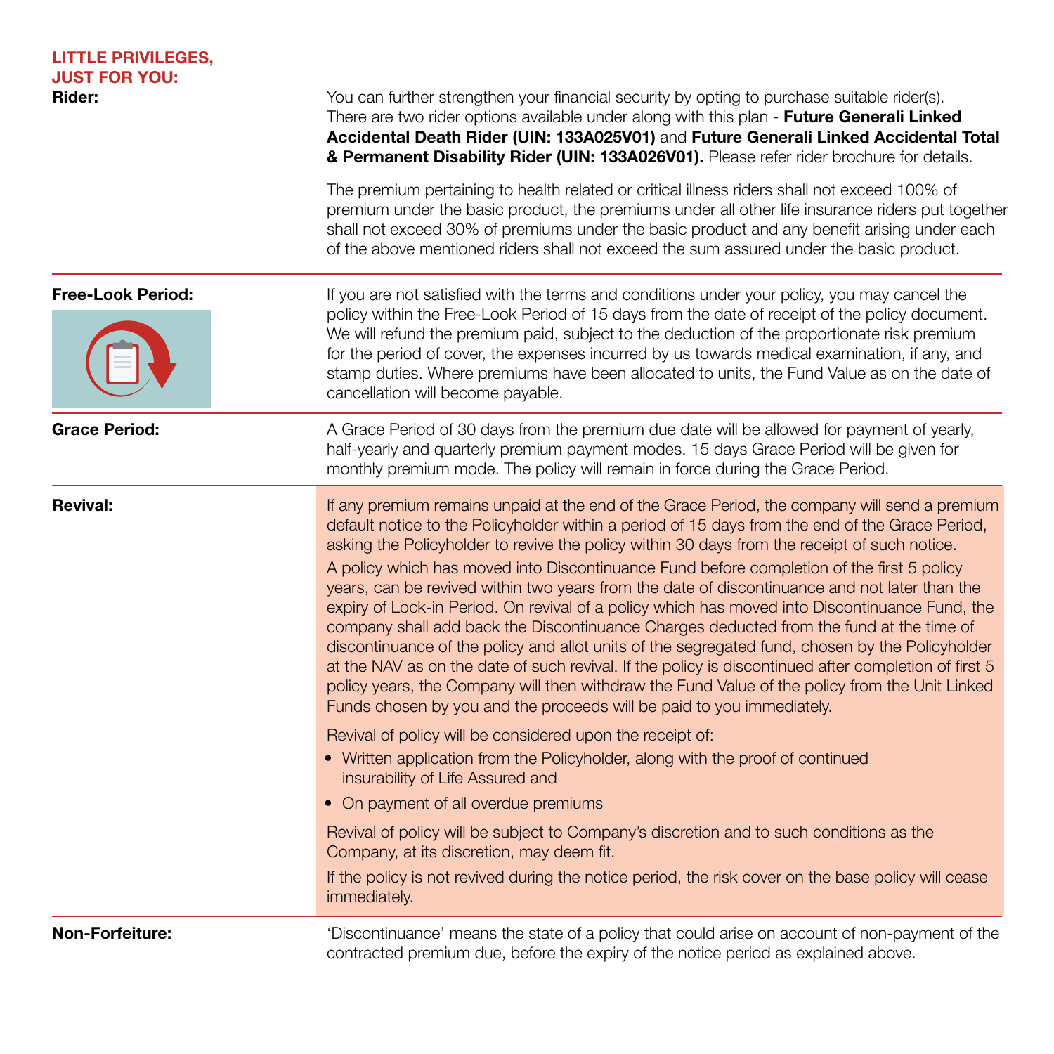## LITTLE PRIVILEGES, JUST FOR YOU:

**Rider:**

You can further strengthen your financial security by opting to purchase suitable rider(s). There are two rider options available under along with this plan - **Future Generali Linked Accidental Death Rider (UIN: 133A025V01)** and **Future Generali Linked Accidental Total & Permanent Disability Rider (UIN: 133A026V01).** Please refer rider brochure for details.

The premium pertaining to health related or critical illness riders shall not exceed 100% of premium under the basic product, the premiums under all other life insurance riders put together shall not exceed 30% of premiums under the basic product and any benefit arising under each of the above mentioned riders shall not exceed the sum assured under the basic product.

**Free-Look Period:**

If you are not satisfied with the terms and conditions under your policy, you may cancel the policy within the Free-Look Period of 15 days from the date of receipt of the policy document. We will refund the premium paid, subject to the deduction of the proportionate risk premium for the period of cover, the expenses incurred by us towards medical examination, if any, and stamp duties. Where premiums have been allocated to units, the Fund Value as on the date of cancellation will become payable.

**Grace Period:**

A Grace Period of 30 days from the premium due date will be allowed for payment of yearly, half-yearly and quarterly premium payment modes. 15 days Grace Period will be given for monthly premium mode. The policy will remain in force during the Grace Period.

**Revival:**

If any premium remains unpaid at the end of the Grace Period, the company will send a premium default notice to the Policyholder within a period of 15 days from the end of the Grace Period, asking the Policyholder to revive the policy within 30 days from the receipt of such notice.

A policy which has moved into Discontinuance Fund before completion of the first 5 policy years, can be revived within two years from the date of discontinuance and not later than the expiry of Lock-in Period. On revival of a policy which has moved into Discontinuance Fund, the company shall add back the Discontinuance Charges deducted from the fund at the time of discontinuance of the policy and allot units of the segregated fund, chosen by the Policyholder at the NAV as on the date of such revival. If the policy is discontinued after completion of first 5 policy years, the Company will then withdraw the Fund Value of the policy from the Unit Linked Funds chosen by you and the proceeds will be paid to you immediately.

Revival of policy will be considered upon the receipt of:

- Written application from the Policyholder, along with the proof of continued insurability of Life Assured and
- On payment of all overdue premiums

Revival of policy will be subject to Company's discretion and to such conditions as the Company, at its discretion, may deem fit.

If the policy is not revived during the notice period, the risk cover on the base policy will cease immediately.

**Non-Forfeiture:**

'Discontinuance' means the state of a policy that could arise on account of non-payment of the contracted premium due, before the expiry of the notice period as explained above.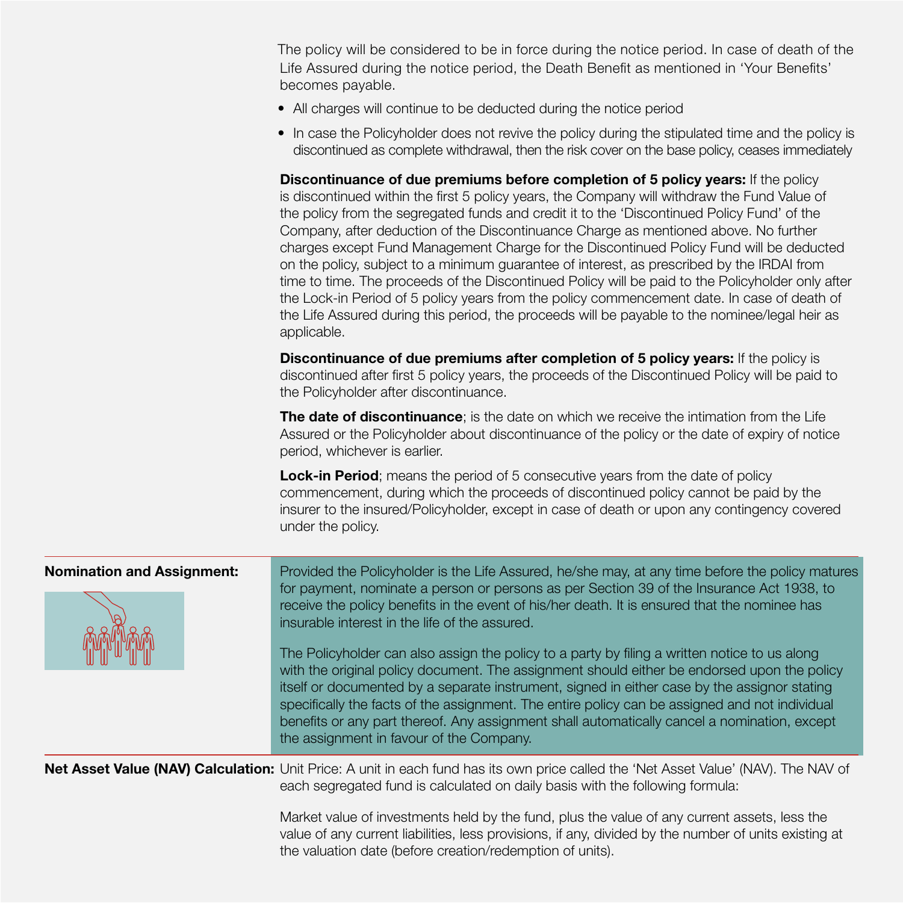The policy will be considered to be in force during the notice period. In case of death of the Life Assured during the notice period, the Death Benefit as mentioned in 'Your Benefits' becomes payable.

- All charges will continue to be deducted during the notice period
- In case the Policyholder does not revive the policy during the stipulated time and the policy is discontinued as complete withdrawal, then the risk cover on the base policy, ceases immediately

**Discontinuance of due premiums before completion of 5 policy years:** If the policy is discontinued within the first 5 policy years, the Company will withdraw the Fund Value of the policy from the segregated funds and credit it to the 'Discontinued Policy Fund' of the Company, after deduction of the Discontinuance Charge as mentioned above. No further charges except Fund Management Charge for the Discontinued Policy Fund will be deducted on the policy, subject to a minimum guarantee of interest, as prescribed by the IRDAI from time to time. The proceeds of the Discontinued Policy will be paid to the Policyholder only after the Lock-in Period of 5 policy years from the policy commencement date. In case of death of the Life Assured during this period, the proceeds will be payable to the nominee/legal heir as applicable.

**Discontinuance of due premiums after completion of 5 policy years:** If the policy is discontinued after first 5 policy years, the proceeds of the Discontinued Policy will be paid to the Policyholder after discontinuance.

**The date of discontinuance**; is the date on which we receive the intimation from the Life Assured or the Policyholder about discontinuance of the policy or the date of expiry of notice period, whichever is earlier.

**Lock-in Period**; means the period of 5 consecutive years from the date of policy commencement, during which the proceeds of discontinued policy cannot be paid by the insurer to the insured/Policyholder, except in case of death or upon any contingency covered under the policy.

**Nomination and Assignment:**

Provided the Policyholder is the Life Assured, he/she may, at any time before the policy matures for payment, nominate a person or persons as per Section 39 of the Insurance Act 1938, to receive the policy benefits in the event of his/her death. It is ensured that the nominee has insurable interest in the life of the assured.

The Policyholder can also assign the policy to a party by filing a written notice to us along with the original policy document. The assignment should either be endorsed upon the policy itself or documented by a separate instrument, signed in either case by the assignor stating specifically the facts of the assignment. The entire policy can be assigned and not individual benefits or any part thereof. Any assignment shall automatically cancel a nomination, except the assignment in favour of the Company.

**Net Asset Value (NAV) Calculation:**

Unit Price: A unit in each fund has its own price called the 'Net Asset Value' (NAV). The NAV of each segregated fund is calculated on daily basis with the following formula:

Market value of investments held by the fund, plus the value of any current assets, less the value of any current liabilities, less provisions, if any, divided by the number of units existing at the valuation date (before creation/redemption of units).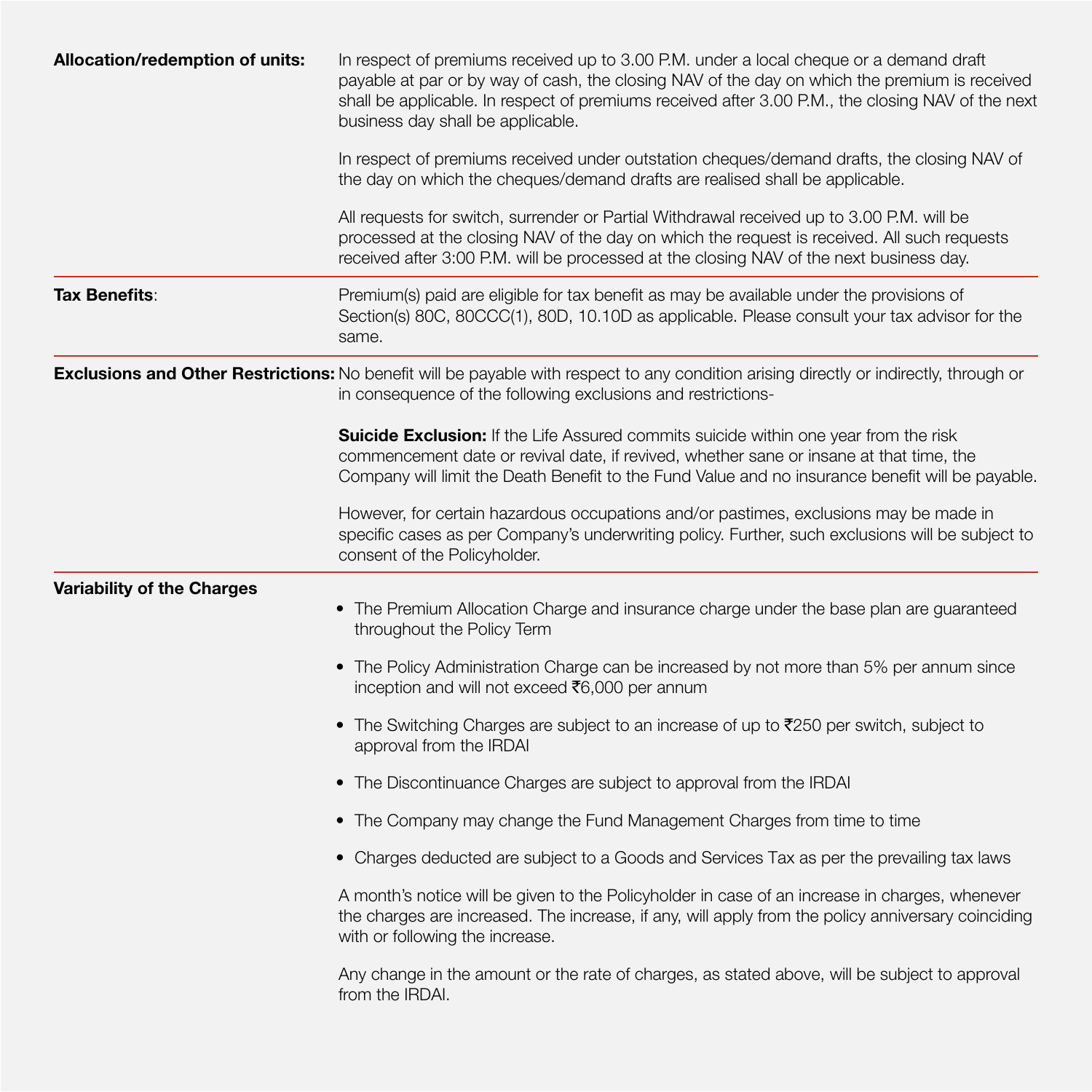**Allocation/redemption of units:**

In respect of premiums received up to 3.00 P.M. under a local cheque or a demand draft payable at par or by way of cash, the closing NAV of the day on which the premium is received shall be applicable. In respect of premiums received after 3.00 P.M., the closing NAV of the next business day shall be applicable.

In respect of premiums received under outstation cheques/demand drafts, the closing NAV of the day on which the cheques/demand drafts are realised shall be applicable.

All requests for switch, surrender or Partial Withdrawal received up to 3.00 P.M. will be processed at the closing NAV of the day on which the request is received. All such requests received after 3:00 P.M. will be processed at the closing NAV of the next business day.

**Tax Benefits**:

Premium(s) paid are eligible for tax benefit as may be available under the provisions of Section(s) 80C, 80CCC(1), 80D, 10.10D as applicable. Please consult your tax advisor for the same.

**Exclusions and Other Restrictions:**

No benefit will be payable with respect to any condition arising directly or indirectly, through or in consequence of the following exclusions and restrictions-

**Suicide Exclusion:** If the Life Assured commits suicide within one year from the risk commencement date or revival date, if revived, whether sane or insane at that time, the Company will limit the Death Benefit to the Fund Value and no insurance benefit will be payable.

However, for certain hazardous occupations and/or pastimes, exclusions may be made in specific cases as per Company's underwriting policy. Further, such exclusions will be subject to consent of the Policyholder.

**Variability of the Charges**

- The Premium Allocation Charge and insurance charge under the base plan are guaranteed throughout the Policy Term
- The Policy Administration Charge can be increased by not more than 5% per annum since inception and will not exceed ₹6,000 per annum
- The Switching Charges are subject to an increase of up to ₹250 per switch, subject to approval from the IRDAI
- The Discontinuance Charges are subject to approval from the IRDAI
- The Company may change the Fund Management Charges from time to time
- Charges deducted are subject to a Goods and Services Tax as per the prevailing tax laws

A month's notice will be given to the Policyholder in case of an increase in charges, whenever the charges are increased. The increase, if any, will apply from the policy anniversary coinciding with or following the increase.

Any change in the amount or the rate of charges, as stated above, will be subject to approval from the IRDAI.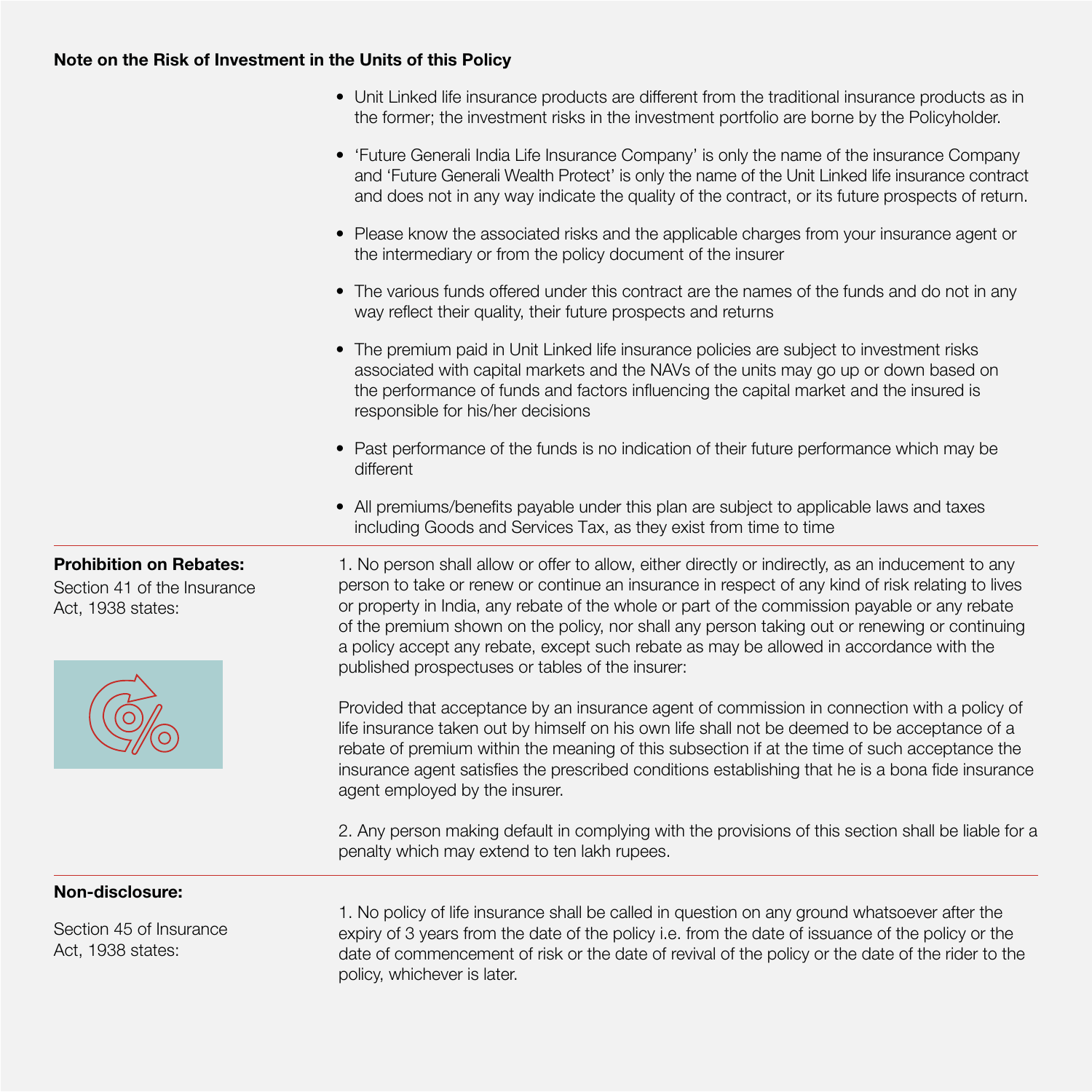**Note on the Risk of Investment in the Units of this Policy**

- Unit Linked life insurance products are different from the traditional insurance products as in the former; the investment risks in the investment portfolio are borne by the Policyholder.
- 'Future Generali India Life Insurance Company' is only the name of the insurance Company and 'Future Generali Wealth Protect' is only the name of the Unit Linked life insurance contract and does not in any way indicate the quality of the contract, or its future prospects of return.
- Please know the associated risks and the applicable charges from your insurance agent or the intermediary or from the policy document of the insurer
- The various funds offered under this contract are the names of the funds and do not in any way reflect their quality, their future prospects and returns
- The premium paid in Unit Linked life insurance policies are subject to investment risks associated with capital markets and the NAVs of the units may go up or down based on the performance of funds and factors influencing the capital market and the insured is responsible for his/her decisions
- Past performance of the funds is no indication of their future performance which may be different
- All premiums/benefits payable under this plan are subject to applicable laws and taxes including Goods and Services Tax, as they exist from time to time

**Prohibition on Rebates:**

Section 41 of the Insurance Act, 1938 states:

1. No person shall allow or offer to allow, either directly or indirectly, as an inducement to any person to take or renew or continue an insurance in respect of any kind of risk relating to lives or property in India, any rebate of the whole or part of the commission payable or any rebate of the premium shown on the policy, nor shall any person taking out or renewing or continuing a policy accept any rebate, except such rebate as may be allowed in accordance with the published prospectuses or tables of the insurer:

Provided that acceptance by an insurance agent of commission in connection with a policy of life insurance taken out by himself on his own life shall not be deemed to be acceptance of a rebate of premium within the meaning of this subsection if at the time of such acceptance the insurance agent satisfies the prescribed conditions establishing that he is a bona fide insurance agent employed by the insurer.

2. Any person making default in complying with the provisions of this section shall be liable for a penalty which may extend to ten lakh rupees.

**Non-disclosure:**

Section 45 of Insurance Act, 1938 states:

1. No policy of life insurance shall be called in question on any ground whatsoever after the expiry of 3 years from the date of the policy i.e. from the date of issuance of the policy or the date of commencement of risk or the date of revival of the policy or the date of the rider to the policy, whichever is later.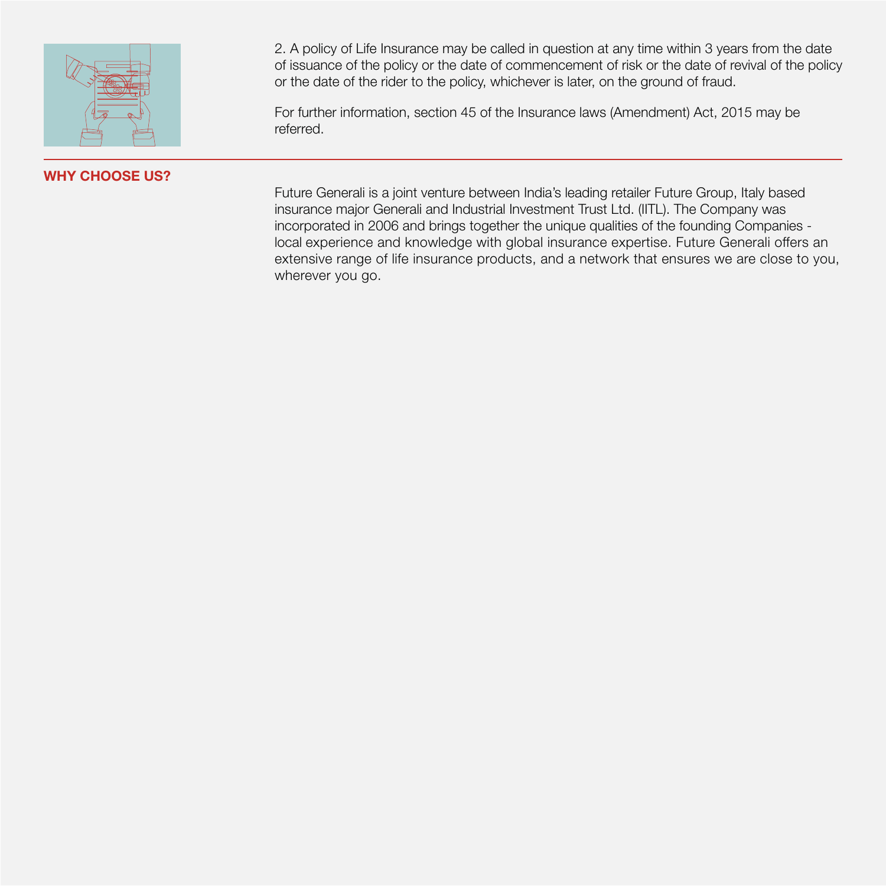2. A policy of Life Insurance may be called in question at any time within 3 years from the date of issuance of the policy or the date of commencement of risk or the date of revival of the policy or the date of the rider to the policy, whichever is later, on the ground of fraud.

For further information, section 45 of the Insurance laws (Amendment) Act, 2015 may be referred.

## WHY CHOOSE US?

Future Generali is a joint venture between India's leading retailer Future Group, Italy based insurance major Generali and Industrial Investment Trust Ltd. (IITL). The Company was incorporated in 2006 and brings together the unique qualities of the founding Companies - local experience and knowledge with global insurance expertise. Future Generali offers an extensive range of life insurance products, and a network that ensures we are close to you, wherever you go.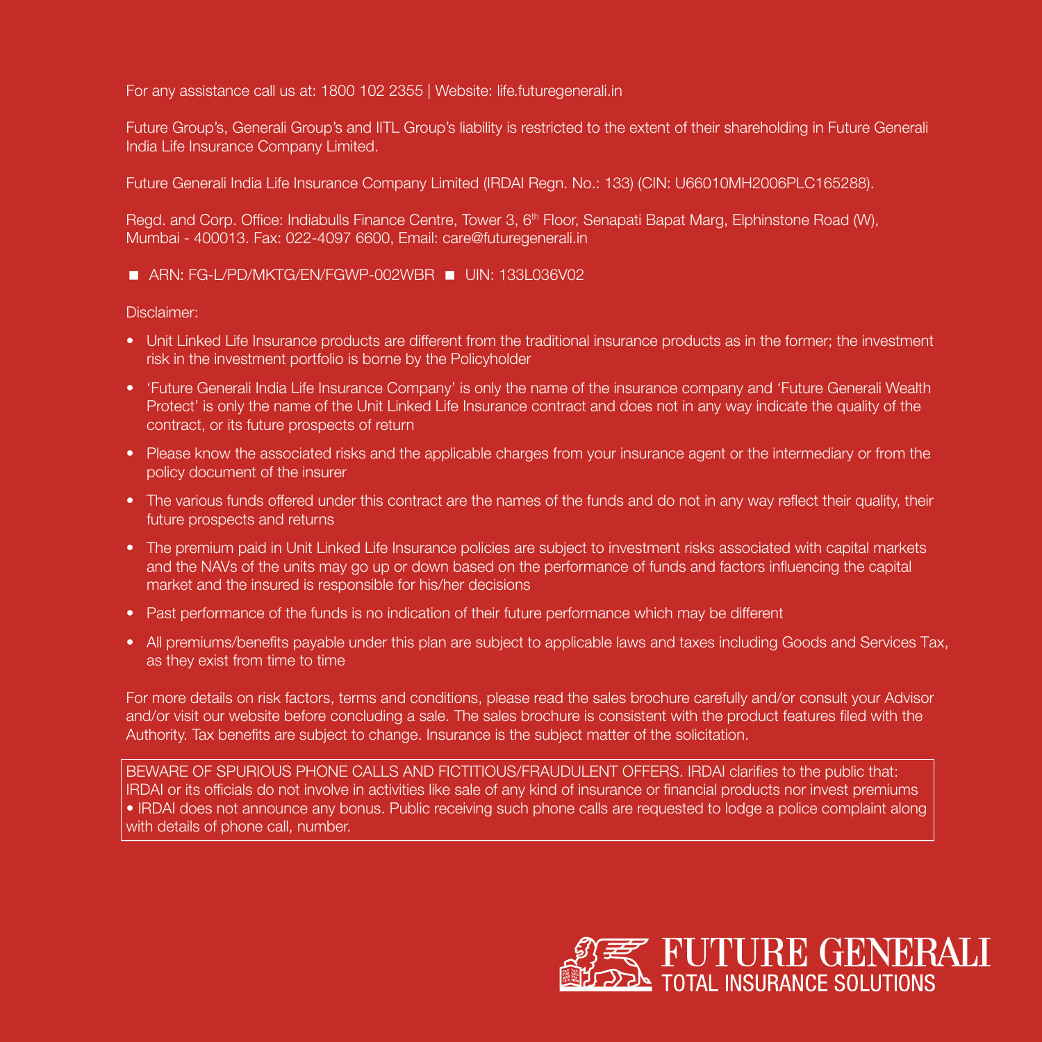For any assistance call us at: 1800 102 2355 | Website: life.futuregenerali.in

Future Group's, Generali Group's and IITL Group's liability is restricted to the extent of their shareholding in Future Generali India Life Insurance Company Limited.

Future Generali India Life Insurance Company Limited (IRDAI Regn. No.: 133) (CIN: U66010MH2006PLC165288).

Regd. and Corp. Office: Indiabulls Finance Centre, Tower 3, 6th Floor, Senapati Bapat Marg, Elphinstone Road (W), Mumbai - 400013. Fax: 022-4097 6600, Email: care@futuregenerali.in

■ ARN: FG-L/PD/MKTG/EN/FGWP-002WBR ■ UIN: 133L036V02

Disclaimer:

- Unit Linked Life Insurance products are different from the traditional insurance products as in the former; the investment risk in the investment portfolio is borne by the Policyholder
- 'Future Generali India Life Insurance Company' is only the name of the insurance company and 'Future Generali Wealth Protect' is only the name of the Unit Linked Life Insurance contract and does not in any way indicate the quality of the contract, or its future prospects of return
- Please know the associated risks and the applicable charges from your insurance agent or the intermediary or from the policy document of the insurer
- The various funds offered under this contract are the names of the funds and do not in any way reflect their quality, their future prospects and returns
- The premium paid in Unit Linked Life Insurance policies are subject to investment risks associated with capital markets and the NAVs of the units may go up or down based on the performance of funds and factors influencing the capital market and the insured is responsible for his/her decisions
- Past performance of the funds is no indication of their future performance which may be different
- All premiums/benefits payable under this plan are subject to applicable laws and taxes including Goods and Services Tax, as they exist from time to time

For more details on risk factors, terms and conditions, please read the sales brochure carefully and/or consult your Advisor and/or visit our website before concluding a sale. The sales brochure is consistent with the product features filed with the Authority. Tax benefits are subject to change. Insurance is the subject matter of the solicitation.

BEWARE OF SPURIOUS PHONE CALLS AND FICTITIOUS/FRAUDULENT OFFERS. IRDAI clarifies to the public that: IRDAI or its officials do not involve in activities like sale of any kind of insurance or financial products nor invest premiums • IRDAI does not announce any bonus. Public receiving such phone calls are requested to lodge a police complaint along with details of phone call, number.

FUTURE GENERALI
TOTAL INSURANCE SOLUTIONS